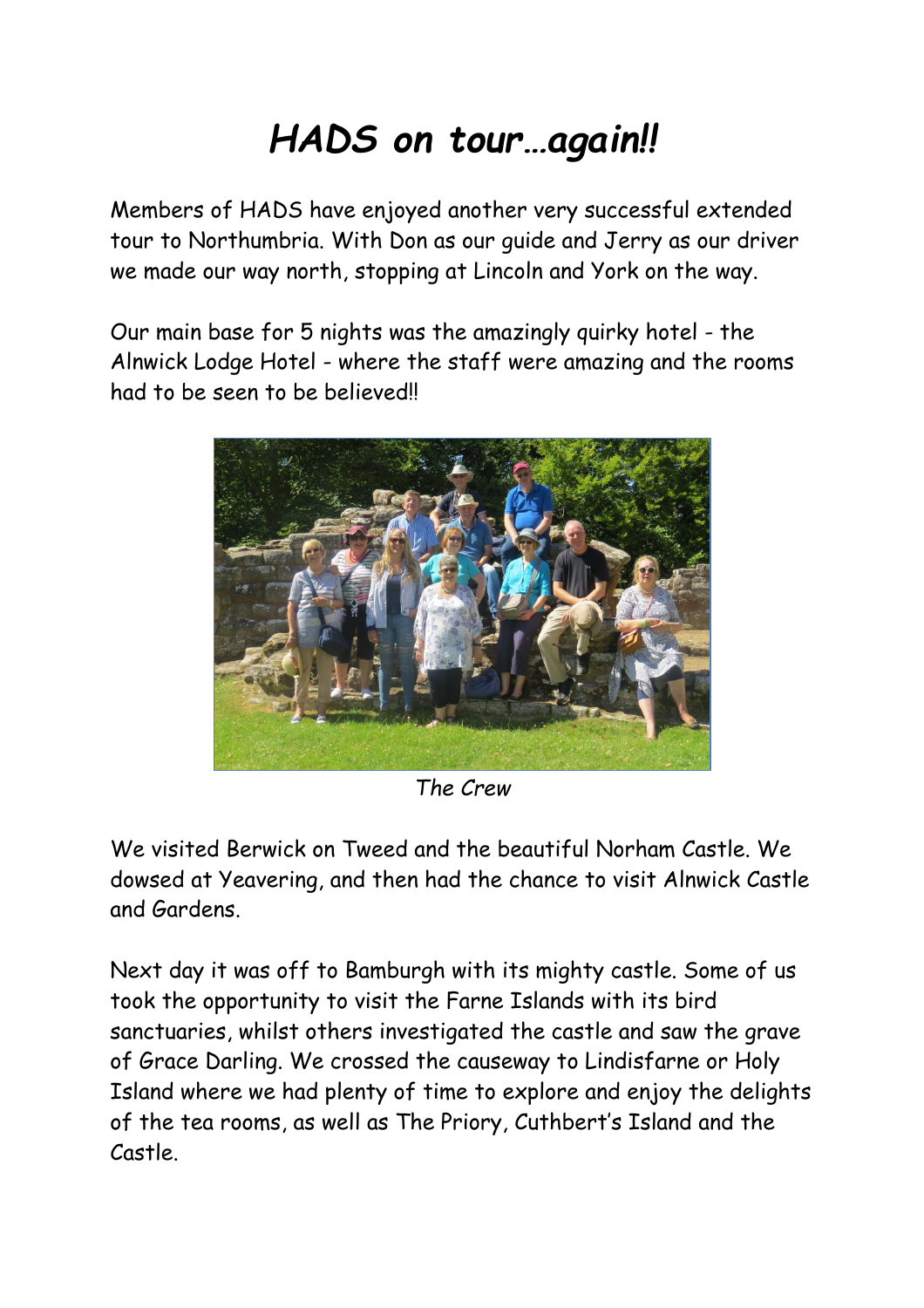# *HADS on tour…again!!*

Members of HADS have enjoyed another very successful extended tour to Northumbria. With Don as our guide and Jerry as our driver we made our way north, stopping at Lincoln and York on the way.

Our main base for 5 nights was the amazingly quirky hotel - the Alnwick Lodge Hotel - where the staff were amazing and the rooms had to be seen to be believed!!

*The Crew*

We visited Berwick on Tweed and the beautiful Norham Castle. We dowsed at Yeavering, and then had the chance to visit Alnwick Castle and Gardens.

Next day it was off to Bamburgh with its mighty castle. Some of us took the opportunity to visit the Farne Islands with its bird sanctuaries, whilst others investigated the castle and saw the grave of Grace Darling. We crossed the causeway to Lindisfarne or Holy Island where we had plenty of time to explore and enjoy the delights of the tea rooms, as well as The Priory, Cuthbert's Island and the Castle.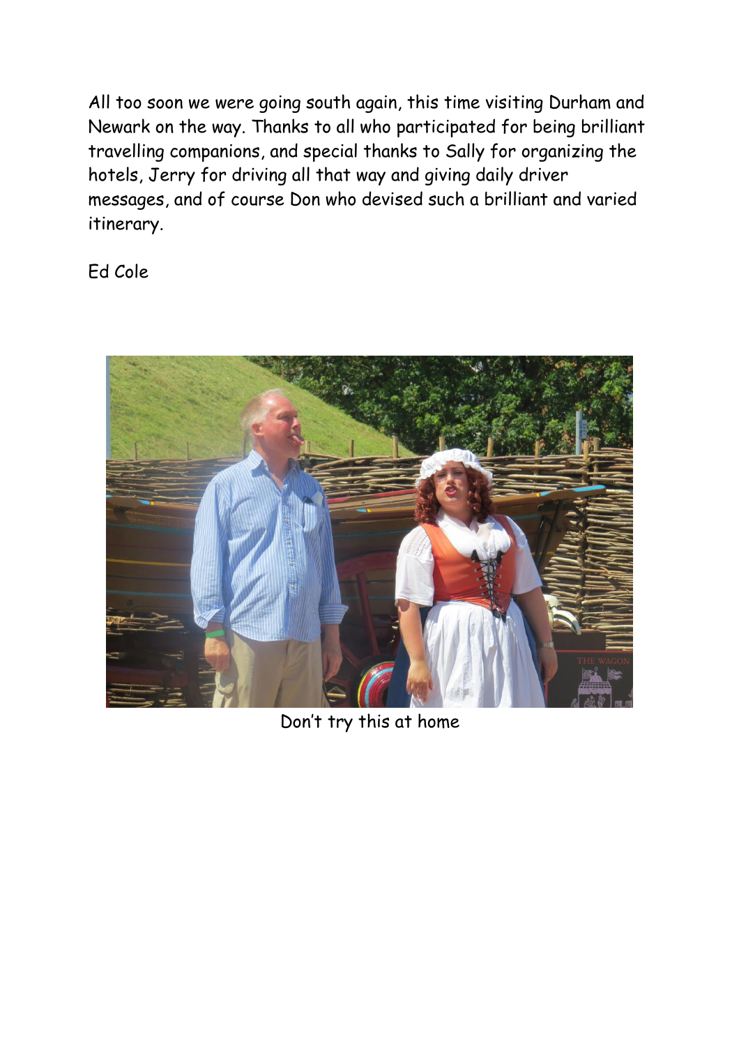All too soon we were going south again, this time visiting Durham and Newark on the way. Thanks to all who participated for being brilliant travelling companions, and special thanks to Sally for organizing the hotels, Jerry for driving all that way and giving daily driver messages, and of course Don who devised such a brilliant and varied itinerary.

Ed Cole

Don't try this at home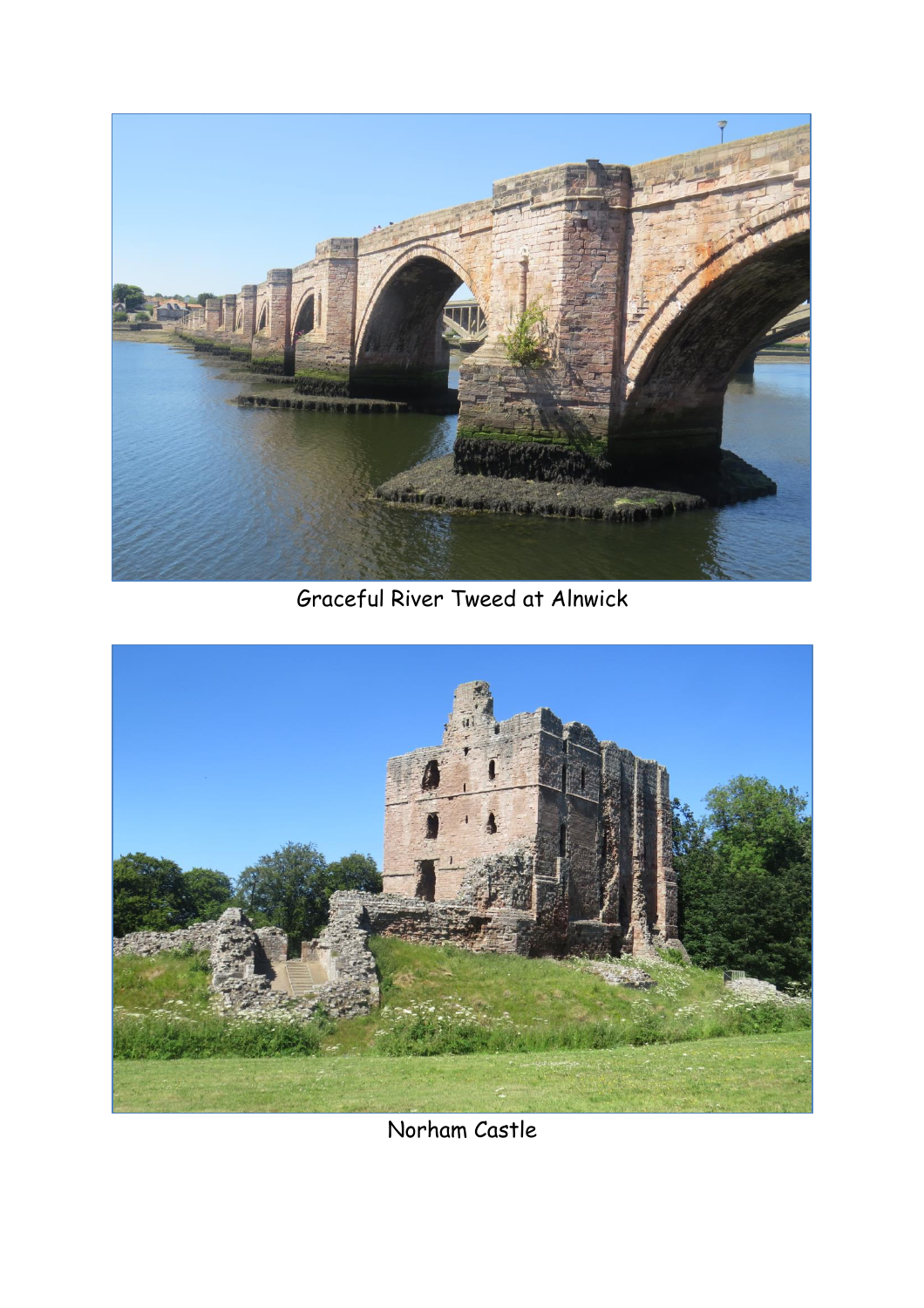Graceful River Tweed at Alnwick

Norham Castle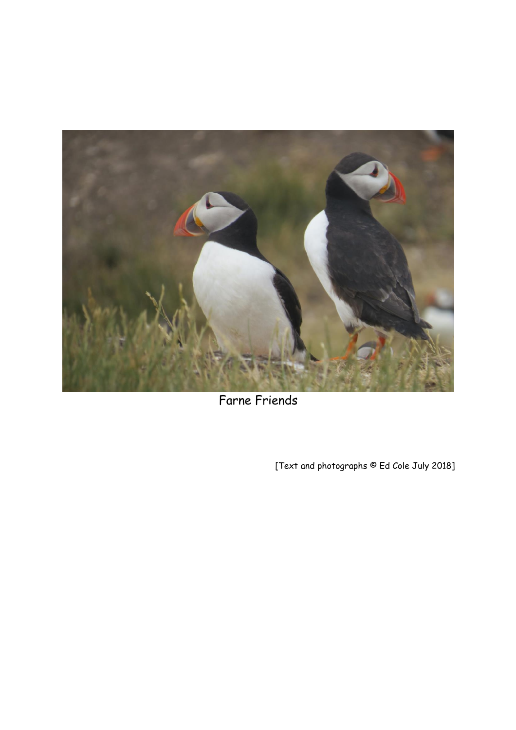Farne Friends

[Text and photographs © Ed Cole July 2018]